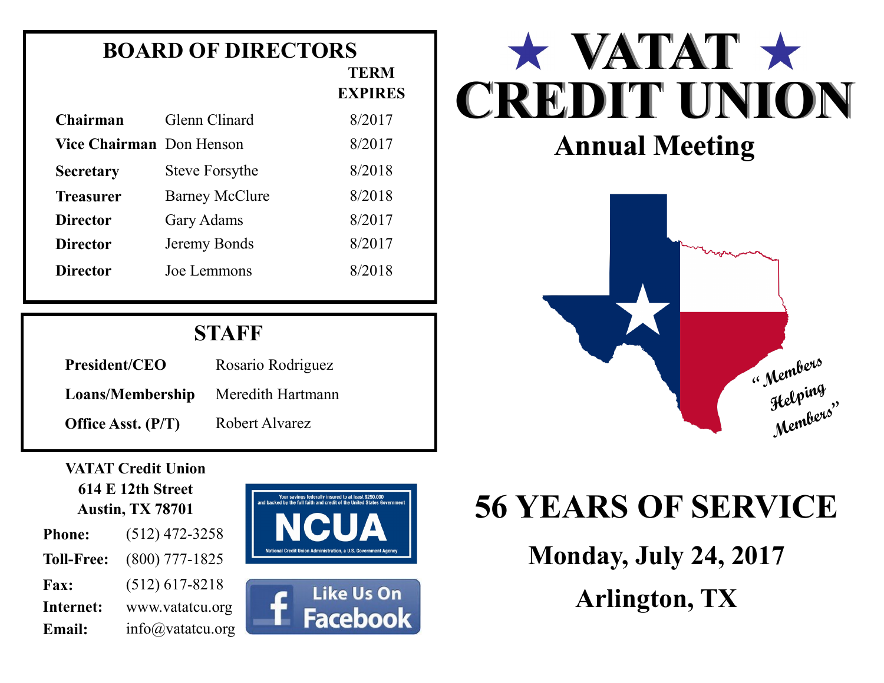## BOARD OF DIRECTORS

| | | TERM EXPIRES |
|---|---|---|
| **Chairman** | Glenn Clinard | 8/2017 |
| **Vice Chairman** | Don Henson | 8/2017 |
| **Secretary** | Steve Forsythe | 8/2018 |
| **Treasurer** | Barney McClure | 8/2018 |
| **Director** | Gary Adams | 8/2017 |
| **Director** | Jeremy Bonds | 8/2017 |
| **Director** | Joe Lemmons | 8/2018 |

## STAFF

| | |
|---|---|
| **President/CEO** | Rosario Rodriguez |
| **Loans/Membership** | Meredith Hartmann |
| **Office Asst. (P/T)** | Robert Alvarez |

**VATAT Credit Union**
**614 E 12th Street**
**Austin, TX 78701**

**Phone:** (512) 472-3258
**Toll-Free:** (800) 777-1825
**Fax:** (512) 617-8218
**Internet:** www.vatatcu.org
**Email:** info@vatatcu.org

Your savings federally insured to at least $250,000 and backed by the full faith and credit of the United States Government

NCUA

National Credit Union Administration, a U.S. Government Agency

Like Us On Facebook

# ★ VATAT ★ CREDIT UNION

## Annual Meeting

*"Members Helping Members"*

# 56 YEARS OF SERVICE

### Monday, July 24, 2017

### Arlington, TX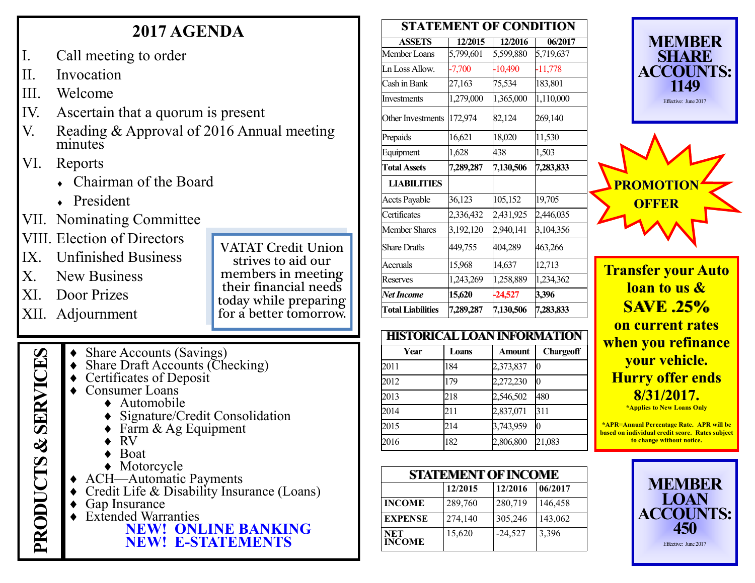## 2017 AGENDA

I. Call meeting to order
II. Invocation
III. Welcome
IV. Ascertain that a quorum is present
V. Reading & Approval of 2016 Annual meeting minutes
VI. Reports
- Chairman of the Board
- President

VII. Nominating Committee
VIII. Election of Directors
IX. Unfinished Business
X. New Business
XI. Door Prizes
XII. Adjournment

VATAT Credit Union strives to aid our members in meeting their financial needs today while preparing for a better tomorrow.

## PRODUCTS & SERVICES

- Share Accounts (Savings)
- Share Draft Accounts (Checking)
- Certificates of Deposit
- Consumer Loans
  - Automobile
  - Signature/Credit Consolidation
  - Farm & Ag Equipment
  - RV
  - Boat
  - Motorcycle
- ACH—Automatic Payments
- Credit Life & Disability Insurance (Loans)
- Gap Insurance
- Extended Warranties

**NEW! ONLINE BANKING**
**NEW! E-STATEMENTS**

## STATEMENT OF CONDITION

| ASSETS | 12/2015 | 12/2016 | 06/2017 |
|---|---|---|---|
| Member Loans | 5,799,601 | 5,599,880 | 5,719,637 |
| Ln Loss Allow. | -7,700 | -10,490 | -11,778 |
| Cash in Bank | 27,163 | 75,534 | 183,801 |
| Investments | 1,279,000 | 1,365,000 | 1,110,000 |
| Other Investments | 172,974 | 82,124 | 269,140 |
| Prepaids | 16,621 | 18,020 | 11,530 |
| Equipment | 1,628 | 438 | 1,503 |
| **Total Assets** | **7,289,287** | **7,130,506** | **7,283,833** |
| **LIABILITIES** | | | |
| Accts Payable | 36,123 | 105,152 | 19,705 |
| Certificates | 2,336,432 | 2,431,925 | 2,446,035 |
| Member Shares | 3,192,120 | 2,940,141 | 3,104,356 |
| Share Drafts | 449,755 | 404,289 | 463,266 |
| Accruals | 15,968 | 14,637 | 12,713 |
| Reserves | 1,243,269 | 1,258,889 | 1,234,362 |
| ***Net Income*** | **15,620** | **-24,527** | **3,396** |
| **Total Liabilities** | **7,289,287** | **7,130,506** | **7,283,833** |

## HISTORICAL LOAN INFORMATION

| Year | Loans | Amount | Chargeoff |
|---|---|---|---|
| 2011 | 184 | 2,373,837 | 0 |
| 2012 | 179 | 2,272,230 | 0 |
| 2013 | 218 | 2,546,502 | 480 |
| 2014 | 211 | 2,837,071 | 311 |
| 2015 | 214 | 3,743,959 | 0 |
| 2016 | 182 | 2,806,800 | 21,083 |

## STATEMENT OF INCOME

| | 12/2015 | 12/2016 | 06/2017 |
|---|---|---|---|
| **INCOME** | 289,760 | 280,719 | 146,458 |
| **EXPENSE** | 274,140 | 305,246 | 143,062 |
| **NET INCOME** | 15,620 | -24,527 | 3,396 |

**MEMBER SHARE ACCOUNTS: 1149**
Effective: June 2017

**PROMOTION OFFER**

**Transfer your Auto loan to us & SAVE .25% on current rates when you refinance your vehicle. Hurry offer ends 8/31/2017.**

*Applies to New Loans Only

*APR=Annual Percentage Rate. APR will be based on individual credit score. Rates subject to change without notice.

**MEMBER LOAN ACCOUNTS: 450**
Effective: June 2017